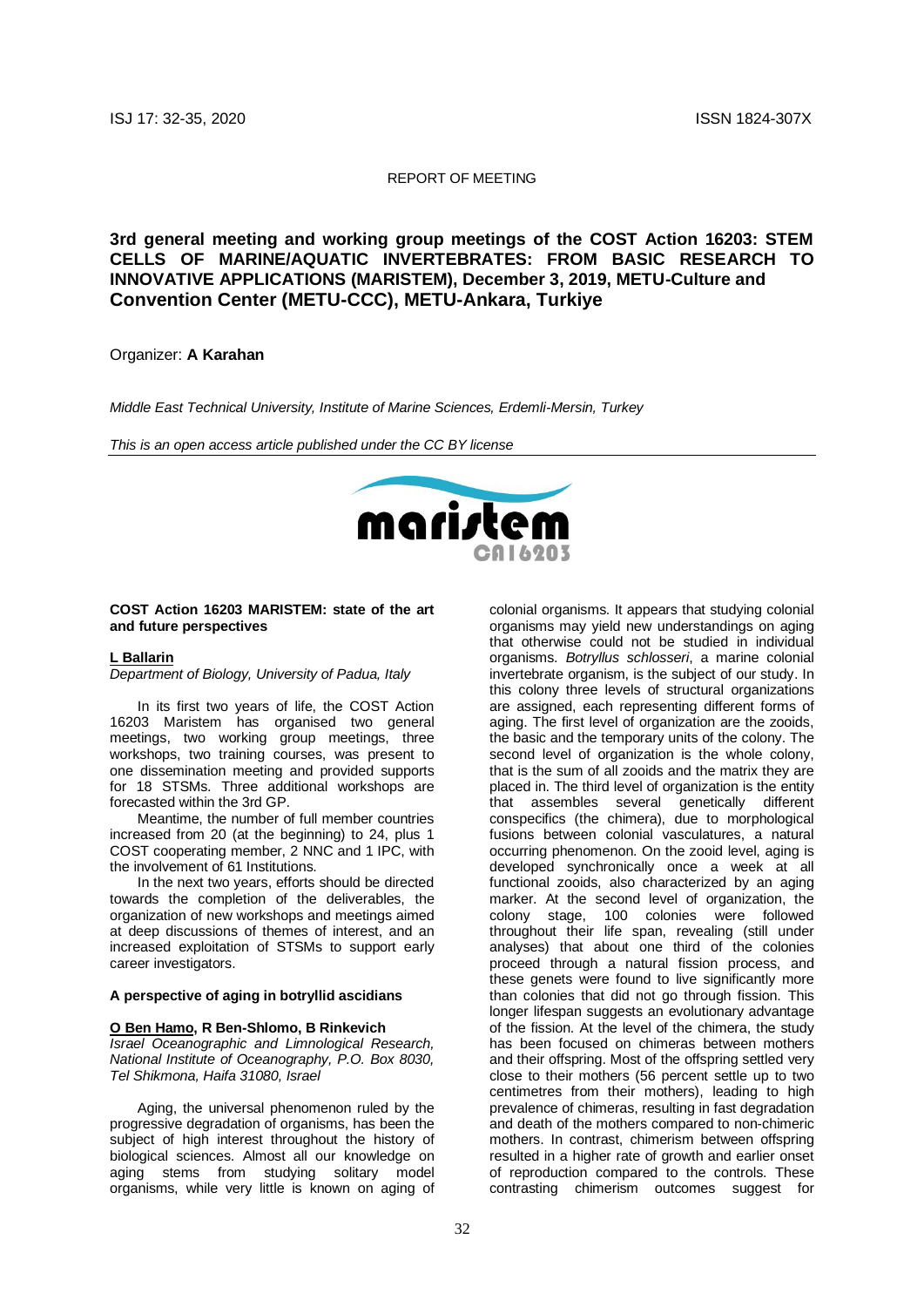REPORT OF MEETING

# 3rd general meeting and working group meetings of the COST Action 16203: STEM CELLS OF MARINE/AQUATIC INVERTEBRATES: FROM BASIC RESEARCH TO INNOVATIVE APPLICATIONS (MARISTEM), December 3, 2019, METU-Culture and Convention Center (METU-CCC), METU-Ankara, Turkiye

Organizer: **A Karahan**

*Middle East Technical University, Institute of Marine Sciences, Erdemli-Mersin, Turkey*

*This is an open access article published under the CC BY license*

## COST Action 16203 MARISTEM: state of the art and future perspectives

**L Ballarin**
*Department of Biology, University of Padua, Italy*

In its first two years of life, the COST Action 16203 Maristem has organised two general meetings, two working group meetings, three workshops, two training courses, was present to one dissemination meeting and provided supports for 18 STSMs. Three additional workshops are forecasted within the 3rd GP.

Meantime, the number of full member countries increased from 20 (at the beginning) to 24, plus 1 COST cooperating member, 2 NNC and 1 IPC, with the involvement of 61 Institutions.

In the next two years, efforts should be directed towards the completion of the deliverables, the organization of new workshops and meetings aimed at deep discussions of themes of interest, and an increased exploitation of STSMs to support early career investigators.

## A perspective of aging in botryllid ascidians

**O Ben Hamo**, R Ben-Shlomo, B Rinkevich
*Israel Oceanographic and Limnological Research, National Institute of Oceanography, P.O. Box 8030, Tel Shikmona, Haifa 31080, Israel*

Aging, the universal phenomenon ruled by the progressive degradation of organisms, has been the subject of high interest throughout the history of biological sciences. Almost all our knowledge on aging stems from studying solitary model organisms, while very little is known on aging of colonial organisms. It appears that studying colonial organisms may yield new understandings on aging that otherwise could not be studied in individual organisms. *Botryllus schlosseri*, a marine colonial invertebrate organism, is the subject of our study. In this colony three levels of structural organizations are assigned, each representing different forms of aging. The first level of organization are the zooids, the basic and the temporary units of the colony. The second level of organization is the whole colony, that is the sum of all zooids and the matrix they are placed in. The third level of organization is the entity that assembles several genetically different conspecifics (the chimera), due to morphological fusions between colonial vasculatures, a natural occurring phenomenon. On the zooid level, aging is developed synchronically once a week at all functional zooids, also characterized by an aging marker. At the second level of organization, the colony stage, 100 colonies were followed throughout their life span, revealing (still under analyses) that about one third of the colonies proceed through a natural fission process, and these genets were found to live significantly more than colonies that did not go through fission. This longer lifespan suggests an evolutionary advantage of the fission. At the level of the chimera, the study has been focused on chimeras between mothers and their offspring. Most of the offspring settled very close to their mothers (56 percent settle up to two centimetres from their mothers), leading to high prevalence of chimeras, resulting in fast degradation and death of the mothers compared to non-chimeric mothers. In contrast, chimerism between offspring resulted in a higher rate of growth and earlier onset of reproduction compared to the controls. These contrasting chimerism outcomes suggest for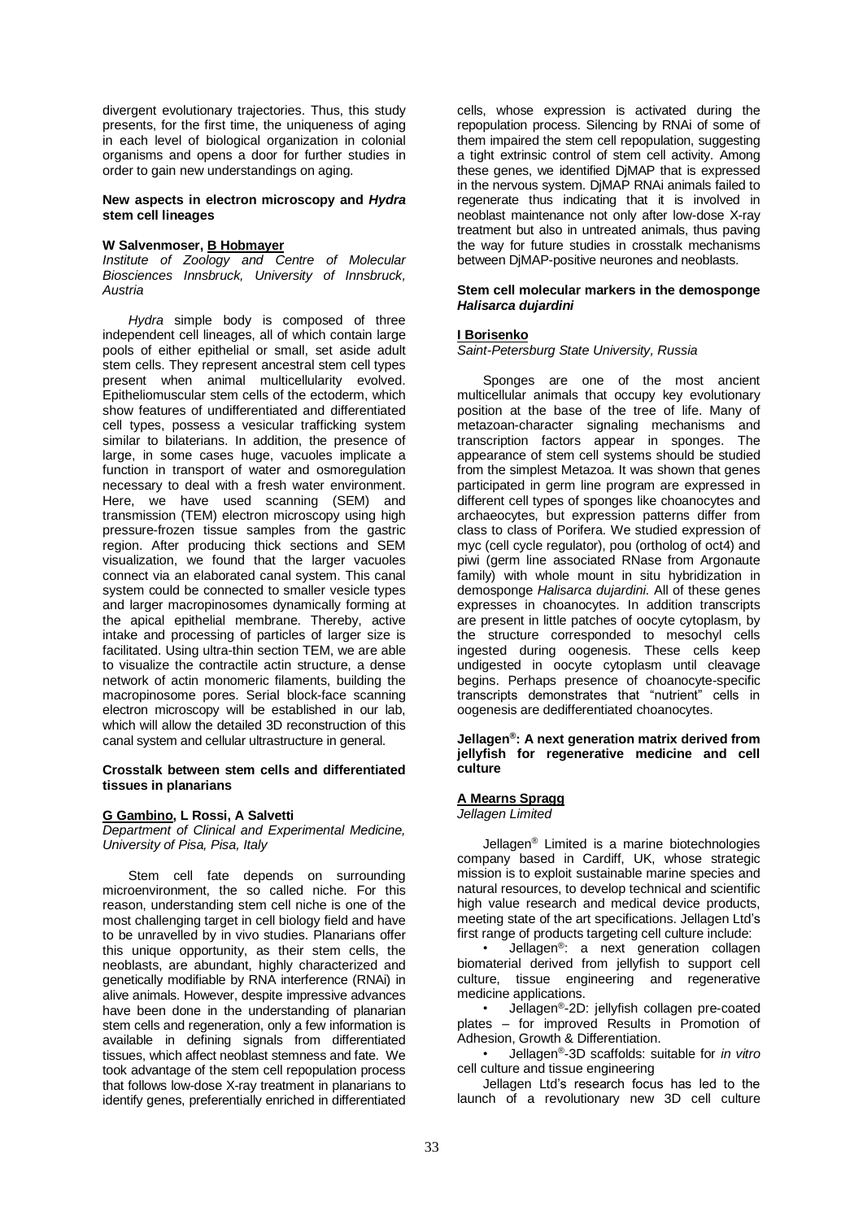divergent evolutionary trajectories. Thus, this study presents, for the first time, the uniqueness of aging in each level of biological organization in colonial organisms and opens a door for further studies in order to gain new understandings on aging.

### New aspects in electron microscopy and *Hydra* stem cell lineages

**W Salvenmoser, B Hobmayer**
*Institute of Zoology and Centre of Molecular Biosciences Innsbruck, University of Innsbruck, Austria*

*Hydra* simple body is composed of three independent cell lineages, all of which contain large pools of either epithelial or small, set aside adult stem cells. They represent ancestral stem cell types present when animal multicellularity evolved. Epitheliomuscular stem cells of the ectoderm, which show features of undifferentiated and differentiated cell types, possess a vesicular trafficking system similar to bilaterians. In addition, the presence of large, in some cases huge, vacuoles implicate a function in transport of water and osmoregulation necessary to deal with a fresh water environment. Here, we have used scanning (SEM) and transmission (TEM) electron microscopy using high pressure-frozen tissue samples from the gastric region. After producing thick sections and SEM visualization, we found that the larger vacuoles connect via an elaborated canal system. This canal system could be connected to smaller vesicle types and larger macropinosomes dynamically forming at the apical epithelial membrane. Thereby, active intake and processing of particles of larger size is facilitated. Using ultra-thin section TEM, we are able to visualize the contractile actin structure, a dense network of actin monomeric filaments, building the macropinosome pores. Serial block-face scanning electron microscopy will be established in our lab, which will allow the detailed 3D reconstruction of this canal system and cellular ultrastructure in general.

### Crosstalk between stem cells and differentiated tissues in planarians

**G Gambino, L Rossi, A Salvetti**
*Department of Clinical and Experimental Medicine, University of Pisa, Pisa, Italy*

Stem cell fate depends on surrounding microenvironment, the so called niche. For this reason, understanding stem cell niche is one of the most challenging target in cell biology field and have to be unravelled by in vivo studies. Planarians offer this unique opportunity, as their stem cells, the neoblasts, are abundant, highly characterized and genetically modifiable by RNA interference (RNAi) in alive animals. However, despite impressive advances have been done in the understanding of planarian stem cells and regeneration, only a few information is available in defining signals from differentiated tissues, which affect neoblast stemness and fate. We took advantage of the stem cell repopulation process that follows low-dose X-ray treatment in planarians to identify genes, preferentially enriched in differentiated cells, whose expression is activated during the repopulation process. Silencing by RNAi of some of them impaired the stem cell repopulation, suggesting a tight extrinsic control of stem cell activity. Among these genes, we identified DjMAP that is expressed in the nervous system. DjMAP RNAi animals failed to regenerate thus indicating that it is involved in neoblast maintenance not only after low-dose X-ray treatment but also in untreated animals, thus paving the way for future studies in crosstalk mechanisms between DjMAP-positive neurones and neoblasts.

### Stem cell molecular markers in the demosponge *Halisarca dujardini*

**I Borisenko**
*Saint-Petersburg State University, Russia*

Sponges are one of the most ancient multicellular animals that occupy key evolutionary position at the base of the tree of life. Many of metazoan-character signaling mechanisms and transcription factors appear in sponges. The appearance of stem cell systems should be studied from the simplest Metazoa. It was shown that genes participated in germ line program are expressed in different cell types of sponges like choanocytes and archaeocytes, but expression patterns differ from class to class of Porifera. We studied expression of myc (cell cycle regulator), pou (ortholog of oct4) and piwi (germ line associated RNase from Argonaute family) with whole mount in situ hybridization in demosponge *Halisarca dujardini*. All of these genes expresses in choanocytes. In addition transcripts are present in little patches of oocyte cytoplasm, by the structure corresponded to mesochyl cells ingested during oogenesis. These cells keep undigested in oocyte cytoplasm until cleavage begins. Perhaps presence of choanocyte-specific transcripts demonstrates that "nutrient" cells in oogenesis are dedifferentiated choanocytes.

### Jellagen®: A next generation matrix derived from jellyfish for regenerative medicine and cell culture

**A Mearns Spragg**
*Jellagen Limited*

Jellagen® Limited is a marine biotechnologies company based in Cardiff, UK, whose strategic mission is to exploit sustainable marine species and natural resources, to develop technical and scientific high value research and medical device products, meeting state of the art specifications. Jellagen Ltd's first range of products targeting cell culture include:

- Jellagen®: a next generation collagen biomaterial derived from jellyfish to support cell culture, tissue engineering and regenerative medicine applications.
- Jellagen®-2D: jellyfish collagen pre-coated plates – for improved Results in Promotion of Adhesion, Growth & Differentiation.
- Jellagen®-3D scaffolds: suitable for *in vitro* cell culture and tissue engineering

Jellagen Ltd's research focus has led to the launch of a revolutionary new 3D cell culture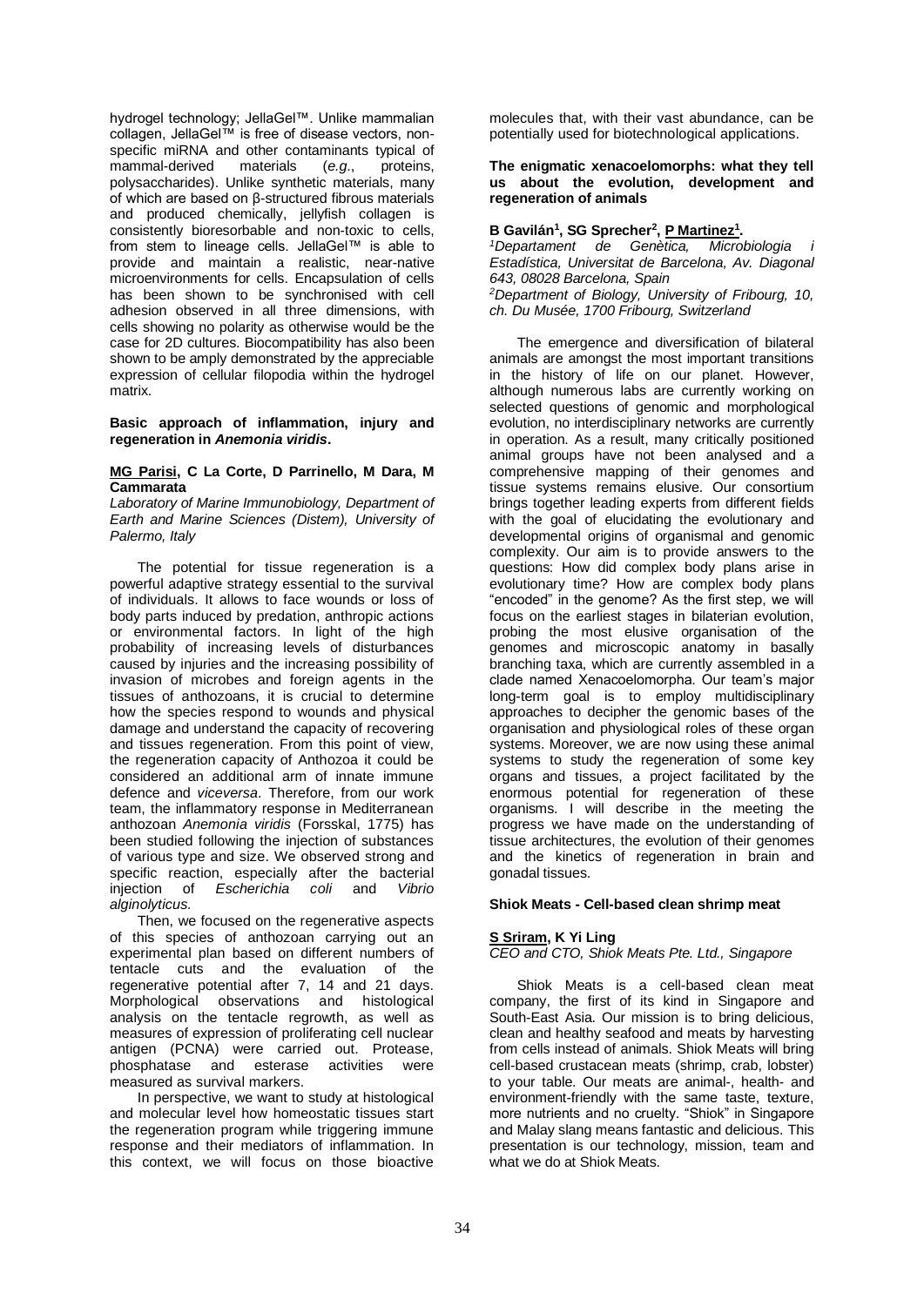hydrogel technology; JellaGel™. Unlike mammalian collagen, JellaGel™ is free of disease vectors, non-specific miRNA and other contaminants typical of mammal-derived materials (*e.g.*, proteins, polysaccharides). Unlike synthetic materials, many of which are based on β-structured fibrous materials and produced chemically, jellyfish collagen is consistently bioresorbable and non-toxic to cells, from stem to lineage cells. JellaGel™ is able to provide and maintain a realistic, near-native microenvironments for cells. Encapsulation of cells has been shown to be synchronised with cell adhesion observed in all three dimensions, with cells showing no polarity as otherwise would be the case for 2D cultures. Biocompatibility has also been shown to be amply demonstrated by the appreciable expression of cellular filopodia within the hydrogel matrix.

**Basic approach of inflammation, injury and regeneration in *Anemonia viridis*.**

**MG Parisi, C La Corte, D Parrinello, M Dara, M Cammarata**

*Laboratory of Marine Immunobiology, Department of Earth and Marine Sciences (Distem), University of Palermo, Italy*

The potential for tissue regeneration is a powerful adaptive strategy essential to the survival of individuals. It allows to face wounds or loss of body parts induced by predation, anthropic actions or environmental factors. In light of the high probability of increasing levels of disturbances caused by injuries and the increasing possibility of invasion of microbes and foreign agents in the tissues of anthozoans, it is crucial to determine how the species respond to wounds and physical damage and understand the capacity of recovering and tissues regeneration. From this point of view, the regeneration capacity of Anthozoa it could be considered an additional arm of innate immune defence and *viceversa*. Therefore, from our work team, the inflammatory response in Mediterranean anthozoan *Anemonia viridis* (Forsskal, 1775) has been studied following the injection of substances of various type and size. We observed strong and specific reaction, especially after the bacterial injection of *Escherichia coli* and *Vibrio alginolyticus.*

Then, we focused on the regenerative aspects of this species of anthozoan carrying out an experimental plan based on different numbers of tentacle cuts and the evaluation of the regenerative potential after 7, 14 and 21 days. Morphological observations and histological analysis on the tentacle regrowth, as well as measures of expression of proliferating cell nuclear antigen (PCNA) were carried out. Protease, phosphatase and esterase activities were measured as survival markers.

In perspective, we want to study at histological and molecular level how homeostatic tissues start the regeneration program while triggering immune response and their mediators of inflammation. In this context, we will focus on those bioactive molecules that, with their vast abundance, can be potentially used for biotechnological applications.

**The enigmatic xenacoelomorphs: what they tell us about the evolution, development and regeneration of animals**

**B Gavilán[1], SG Sprecher[2], P Martinez[1].**

[1]*Departament de Genètica, Microbiologia i Estadística, Universitat de Barcelona, Av. Diagonal 643, 08028 Barcelona, Spain*

[2]*Department of Biology, University of Fribourg, 10, ch. Du Musée, 1700 Fribourg, Switzerland*

The emergence and diversification of bilateral animals are amongst the most important transitions in the history of life on our planet. However, although numerous labs are currently working on selected questions of genomic and morphological evolution, no interdisciplinary networks are currently in operation. As a result, many critically positioned animal groups have not been analysed and a comprehensive mapping of their genomes and tissue systems remains elusive. Our consortium brings together leading experts from different fields with the goal of elucidating the evolutionary and developmental origins of organismal and genomic complexity. Our aim is to provide answers to the questions: How did complex body plans arise in evolutionary time? How are complex body plans "encoded" in the genome? As the first step, we will focus on the earliest stages in bilaterian evolution, probing the most elusive organisation of the genomes and microscopic anatomy in basally branching taxa, which are currently assembled in a clade named Xenacoelomorpha. Our team's major long-term goal is to employ multidisciplinary approaches to decipher the genomic bases of the organisation and physiological roles of these organ systems. Moreover, we are now using these animal systems to study the regeneration of some key organs and tissues, a project facilitated by the enormous potential for regeneration of these organisms. I will describe in the meeting the progress we have made on the understanding of tissue architectures, the evolution of their genomes and the kinetics of regeneration in brain and gonadal tissues.

**Shiok Meats - Cell-based clean shrimp meat**

**S Sriram, K Yi Ling**

*CEO and CTO, Shiok Meats Pte. Ltd., Singapore*

Shiok Meats is a cell-based clean meat company, the first of its kind in Singapore and South-East Asia. Our mission is to bring delicious, clean and healthy seafood and meats by harvesting from cells instead of animals. Shiok Meats will bring cell-based crustacean meats (shrimp, crab, lobster) to your table. Our meats are animal-, health- and environment-friendly with the same taste, texture, more nutrients and no cruelty. "Shiok" in Singapore and Malay slang means fantastic and delicious. This presentation is our technology, mission, team and what we do at Shiok Meats.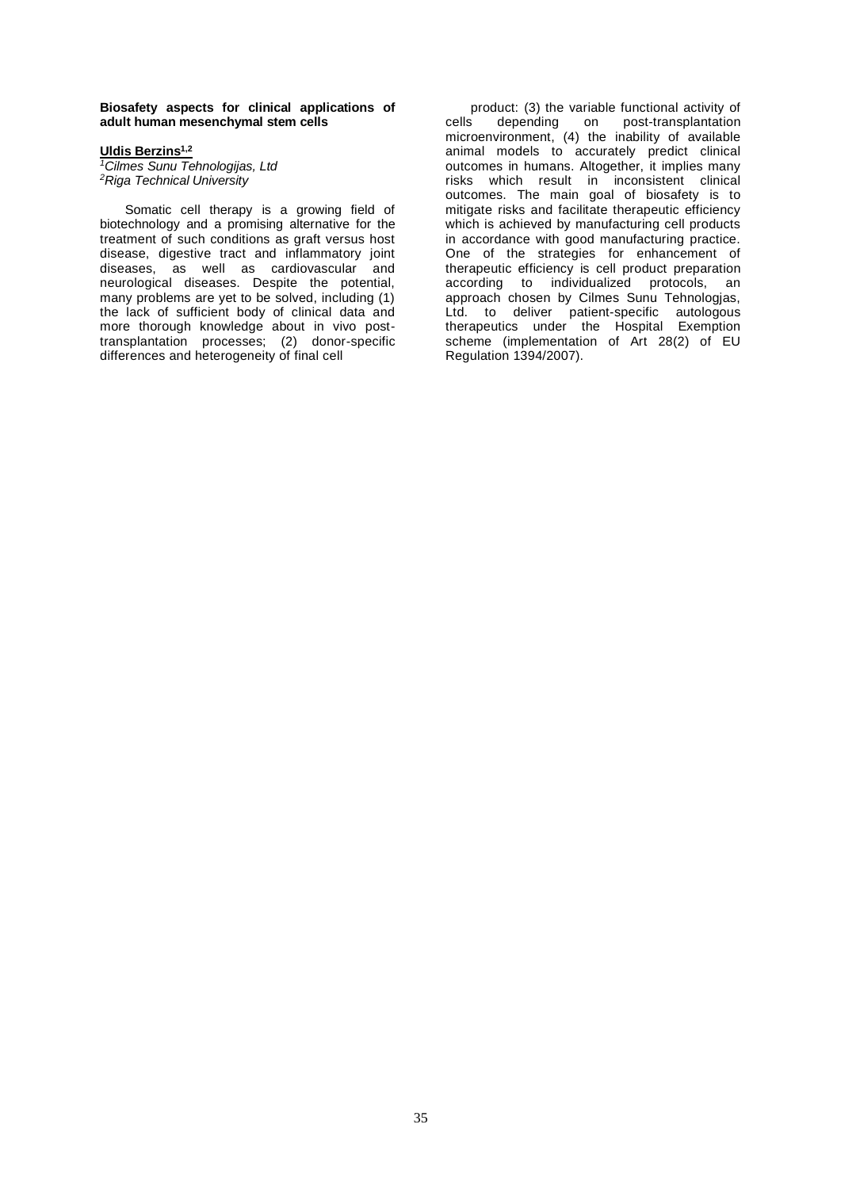**Biosafety aspects for clinical applications of adult human mesenchymal stem cells**

**Uldis Berzins[1,2]**

*[1]Cilmes Sunu Tehnologijas, Ltd*
*[2]Riga Technical University*

Somatic cell therapy is a growing field of biotechnology and a promising alternative for the treatment of such conditions as graft versus host disease, digestive tract and inflammatory joint diseases, as well as cardiovascular and neurological diseases. Despite the potential, many problems are yet to be solved, including (1) the lack of sufficient body of clinical data and more thorough knowledge about in vivo post-transplantation processes; (2) donor-specific differences and heterogeneity of final cell product: (3) the variable functional activity of cells depending on post-transplantation microenvironment, (4) the inability of available animal models to accurately predict clinical outcomes in humans. Altogether, it implies many risks which result in inconsistent clinical outcomes. The main goal of biosafety is to mitigate risks and facilitate therapeutic efficiency which is achieved by manufacturing cell products in accordance with good manufacturing practice. One of the strategies for enhancement of therapeutic efficiency is cell product preparation according to individualized protocols, an approach chosen by Cilmes Sunu Tehnologjas, Ltd. to deliver patient-specific autologous therapeutics under the Hospital Exemption scheme (implementation of Art 28(2) of EU Regulation 1394/2007).